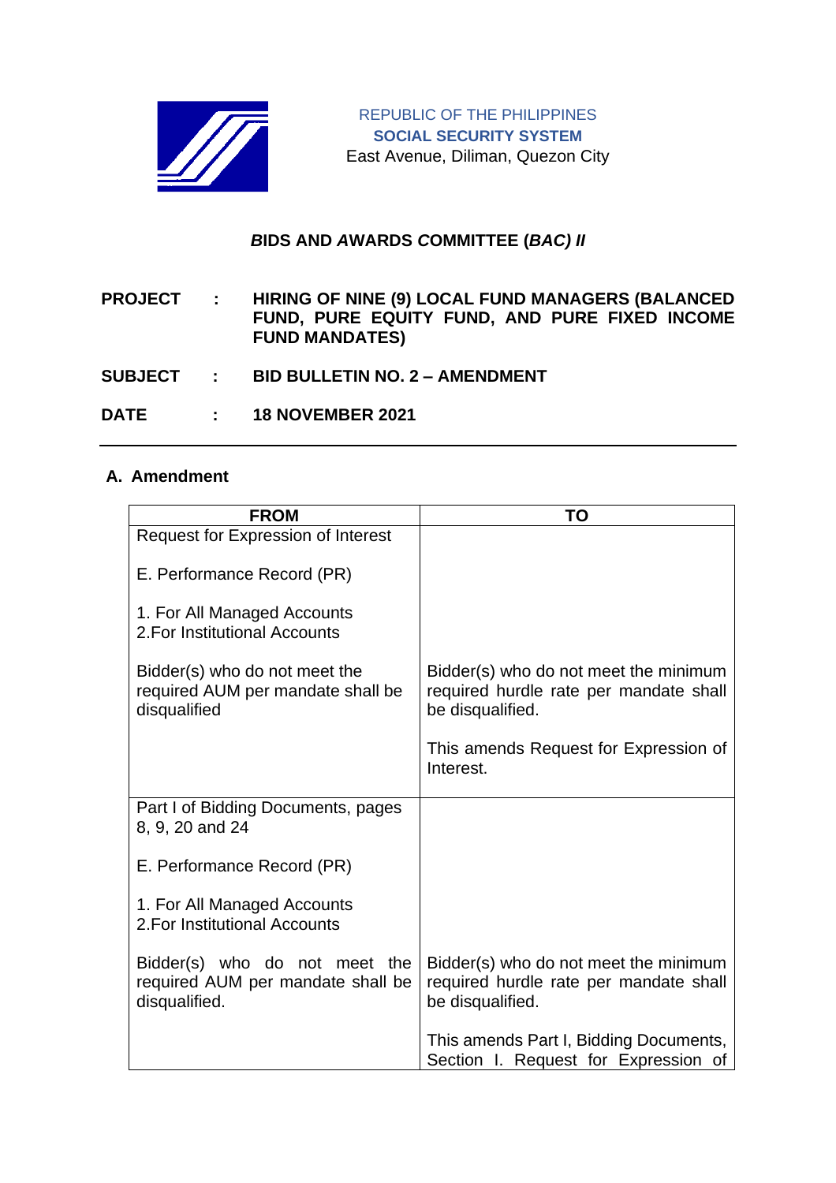REPUBLIC OF THE PHILIPPINES
**SOCIAL SECURITY SYSTEM**
East Avenue, Diliman, Quezon City

## ***B*IDS AND *A*WARDS *C*OMMITTEE (*BAC) II***

**PROJECT : HIRING OF NINE (9) LOCAL FUND MANAGERS (BALANCED FUND, PURE EQUITY FUND, AND PURE FIXED INCOME FUND MANDATES)**

**SUBJECT : BID BULLETIN NO. 2 – AMENDMENT**

**DATE : 18 NOVEMBER 2021**

---

### A. Amendment

| FROM | TO |
|---|---|
| Request for Expression of Interest<br><br>E. Performance Record (PR)<br><br>1. For All Managed Accounts<br>2.For Institutional Accounts<br><br>Bidder(s) who do not meet the required AUM per mandate shall be disqualified | Bidder(s) who do not meet the minimum required hurdle rate per mandate shall be disqualified.<br><br>This amends Request for Expression of Interest. |
| Part I of Bidding Documents, pages 8, 9, 20 and 24<br><br>E. Performance Record (PR)<br><br>1. For All Managed Accounts<br>2.For Institutional Accounts<br><br>Bidder(s) who do not meet the required AUM per mandate shall be disqualified. | Bidder(s) who do not meet the minimum required hurdle rate per mandate shall be disqualified.<br><br>This amends Part I, Bidding Documents, Section I. Request for Expression of |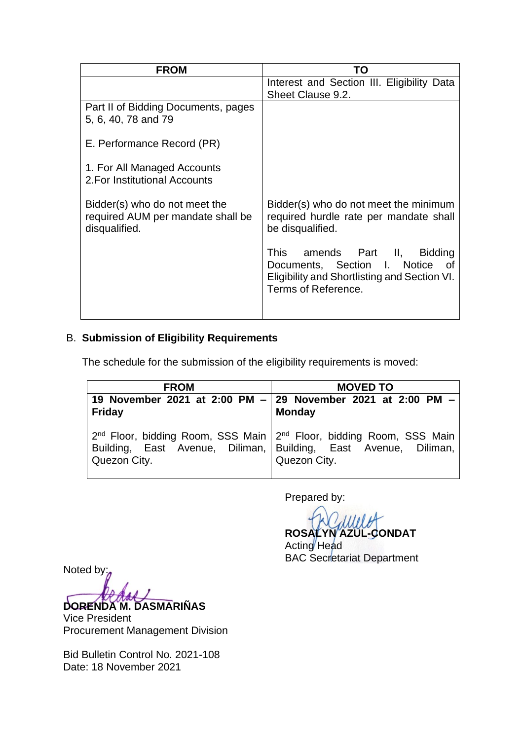| FROM | TO |
|---|---|
| | Interest and Section III. Eligibility Data Sheet Clause 9.2. |
| Part II of Bidding Documents, pages 5, 6, 40, 78 and 79<br><br>E. Performance Record (PR)<br><br>1. For All Managed Accounts<br>2.For Institutional Accounts<br><br>Bidder(s) who do not meet the required AUM per mandate shall be disqualified. | Bidder(s) who do not meet the minimum required hurdle rate per mandate shall be disqualified.<br><br>This amends Part II, Bidding Documents, Section I. Notice of Eligibility and Shortlisting and Section VI. Terms of Reference. |

B. **Submission of Eligibility Requirements**

The schedule for the submission of the eligibility requirements is moved:

| FROM | MOVED TO |
|---|---|
| **19 November 2021 at 2:00 PM – Friday**<br><br>2nd Floor, bidding Room, SSS Main Building, East Avenue, Diliman, Quezon City. | **29 November 2021 at 2:00 PM – Monday**<br><br>2nd Floor, bidding Room, SSS Main Building, East Avenue, Diliman, Quezon City. |

Prepared by:

**ROSALYN AZUL-CONDAT**
Acting Head
BAC Secretariat Department

Noted by:

**DORENDA M. DASMARIÑAS**
Vice President
Procurement Management Division

Bid Bulletin Control No. 2021-108
Date: 18 November 2021